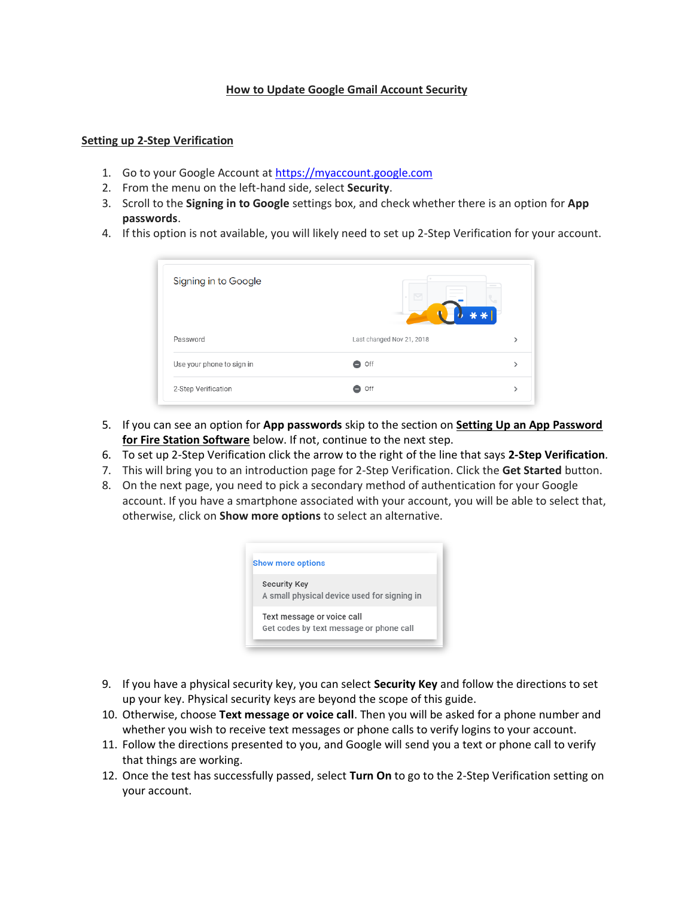// How to Update Google Gmail Account Security

## Setting up 2-Step Verification

1. Go to your Google Account at [https://myaccount.google.com](https://myaccount.google.com)
2. From the menu on the left-hand side, select **Security**.
3. Scroll to the **Signing in to Google** settings box, and check whether there is an option for **App passwords**.
4. If this option is not available, you will likely need to set up 2-Step Verification for your account.

5. If you can see an option for **App passwords** skip to the section on **Setting Up an App Password for Fire Station Software** below. If not, continue to the next step.
6. To set up 2-Step Verification click the arrow to the right of the line that says **2-Step Verification**.
7. This will bring you to an introduction page for 2-Step Verification. Click the **Get Started** button.
8. On the next page, you need to pick a secondary method of authentication for your Google account. If you have a smartphone associated with your account, you will be able to select that, otherwise, click on **Show more options** to select an alternative.

9. If you have a physical security key, you can select **Security Key** and follow the directions to set up your key. Physical security keys are beyond the scope of this guide.
10. Otherwise, choose **Text message or voice call**. Then you will be asked for a phone number and whether you wish to receive text messages or phone calls to verify logins to your account.
11. Follow the directions presented to you, and Google will send you a text or phone call to verify that things are working.
12. Once the test has successfully passed, select **Turn On** to go to the 2-Step Verification setting on your account.

# How to Update Google Gmail Account Security

## Setting up 2-Step Verification

1. Go to your Google Account at [https://myaccount.google.com](https://myaccount.google.com)
2. From the menu on the left-hand side, select **Security**.
3. Scroll to the **Signing in to Google** settings box, and check whether there is an option for **App passwords**.
4. If this option is not available, you will likely need to set up 2-Step Verification for your account.

5. If you can see an option for **App passwords** skip to the section on **Setting Up an App Password for Fire Station Software** below. If not, continue to the next step.
6. To set up 2-Step Verification click the arrow to the right of the line that says **2-Step Verification**.
7. This will bring you to an introduction page for 2-Step Verification. Click the **Get Started** button.
8. On the next page, you need to pick a secondary method of authentication for your Google account. If you have a smartphone associated with your account, you will be able to select that, otherwise, click on **Show more options** to select an alternative.

9. If you have a physical security key, you can select **Security Key** and follow the directions to set up your key. Physical security keys are beyond the scope of this guide.
10. Otherwise, choose **Text message or voice call**. Then you will be asked for a phone number and whether you wish to receive text messages or phone calls to verify logins to your account.
11. Follow the directions presented to you, and Google will send you a text or phone call to verify that things are working.
12. Once the test has successfully passed, select **Turn On** to go to the 2-Step Verification setting on your account.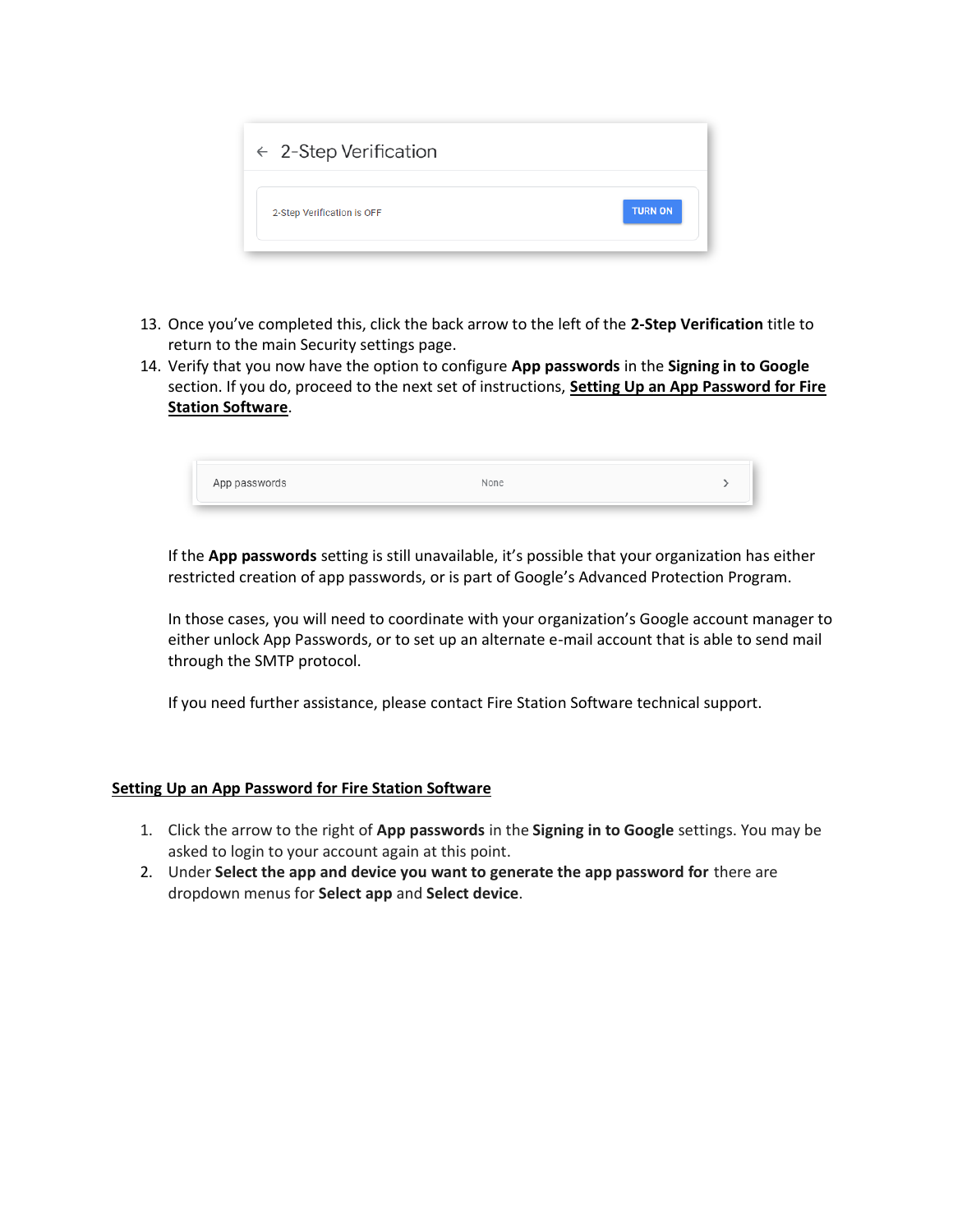13. Once you've completed this, click the back arrow to the left of the **2-Step Verification** title to return to the main Security settings page.
14. Verify that you now have the option to configure **App passwords** in the **Signing in to Google** section. If you do, proceed to the next set of instructions, **Setting Up an App Password for Fire Station Software**.

    If the **App passwords** setting is still unavailable, it's possible that your organization has either restricted creation of app passwords, or is part of Google's Advanced Protection Program.

    In those cases, you will need to coordinate with your organization's Google account manager to either unlock App Passwords, or to set up an alternate e-mail account that is able to send mail through the SMTP protocol.

    If you need further assistance, please contact Fire Station Software technical support.

## Setting Up an App Password for Fire Station Software

1. Click the arrow to the right of **App passwords** in the **Signing in to Google** settings. You may be asked to login to your account again at this point.
2. Under **Select the app and device you want to generate the app password for** there are dropdown menus for **Select app** and **Select device**.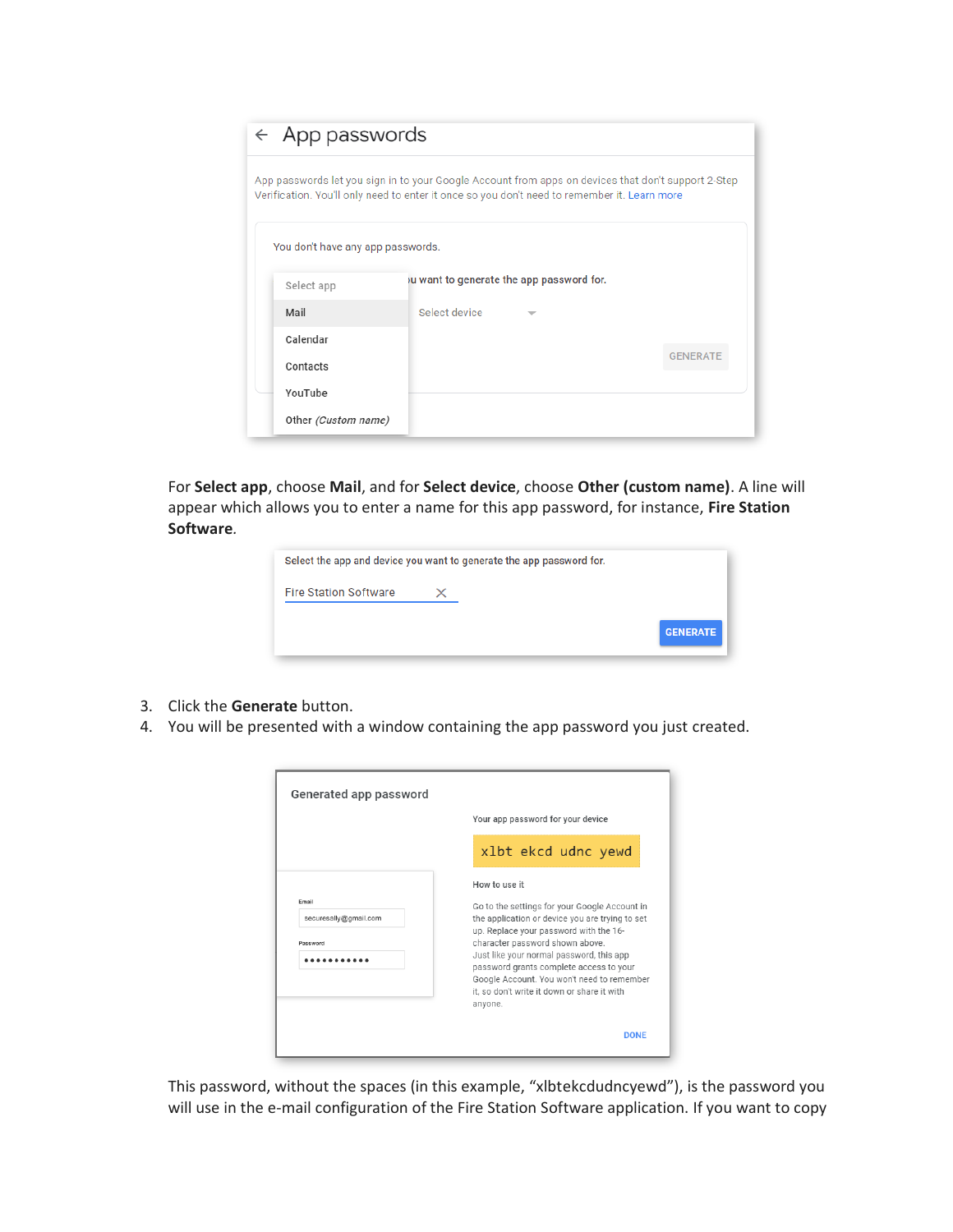For **Select app**, choose **Mail**, and for **Select device**, choose **Other (custom name)**. A line will appear which allows you to enter a name for this app password, for instance, **Fire Station Software**.

3. Click the **Generate** button.
4. You will be presented with a window containing the app password you just created.

This password, without the spaces (in this example, "xlbtekcdudncyewd"), is the password you will use in the e-mail configuration of the Fire Station Software application. If you want to copy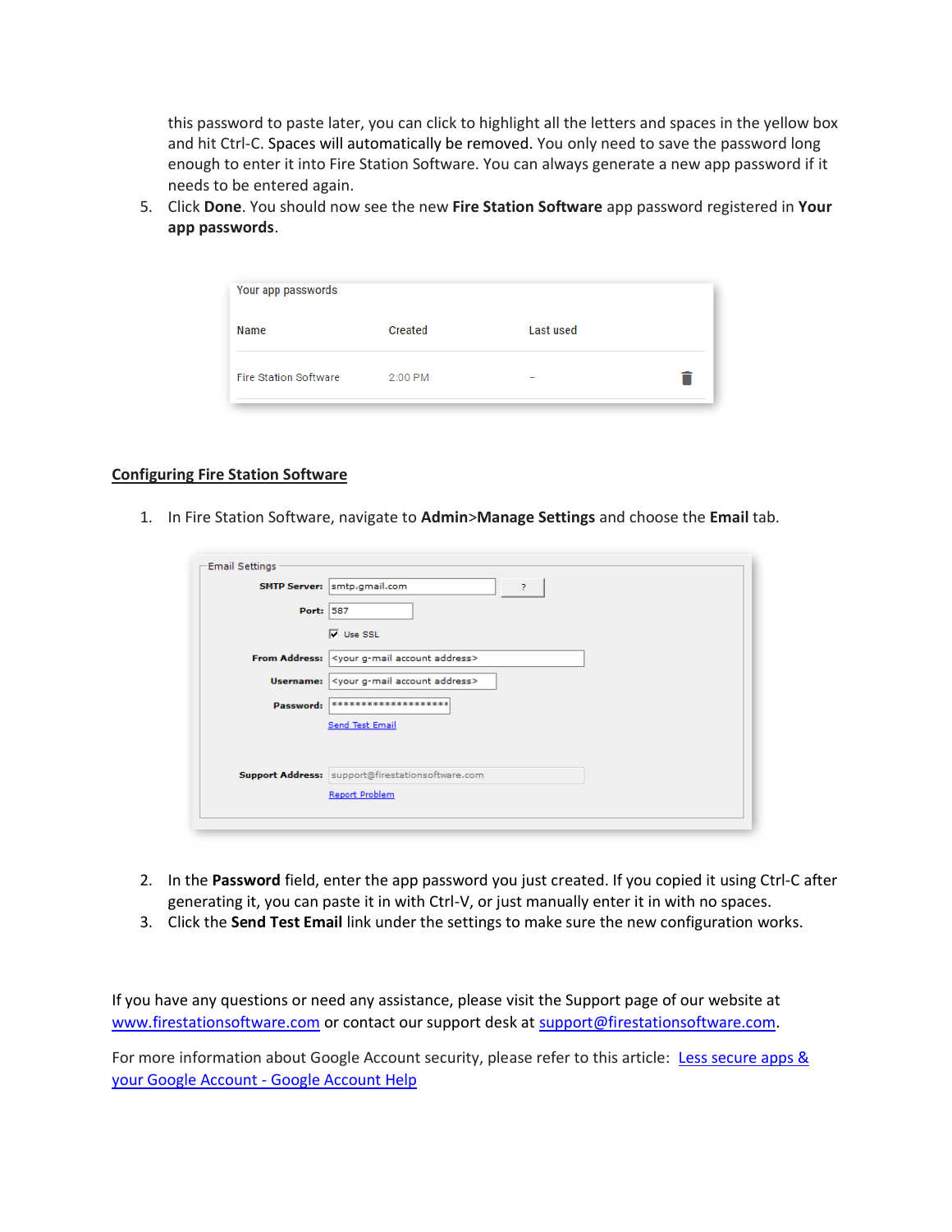this password to paste later, you can click to highlight all the letters and spaces in the yellow box and hit Ctrl-C. Spaces will automatically be removed. You only need to save the password long enough to enter it into Fire Station Software. You can always generate a new app password if it needs to be entered again.

5. Click **Done**. You should now see the new **Fire Station Software** app password registered in **Your app passwords**.

Your app passwords

| Name | Created | Last used |
| --- | --- | --- |
| Fire Station Software | 2:00 PM | – |

## Configuring Fire Station Software

1. In Fire Station Software, navigate to **Admin**>**Manage Settings** and choose the **Email** tab.

Email Settings

SMTP Server: smtp.gmail.com ?

Port: 587

Use SSL

From Address: <your g-mail account address>

Username: <your g-mail account address>

Password: ********************

Send Test Email

Support Address: support@firestationsoftware.com

Report Problem

2. In the **Password** field, enter the app password you just created. If you copied it using Ctrl-C after generating it, you can paste it in with Ctrl-V, or just manually enter it in with no spaces.
3. Click the **Send Test Email** link under the settings to make sure the new configuration works.

If you have any questions or need any assistance, please visit the Support page of our website at www.firestationsoftware.com or contact our support desk at support@firestationsoftware.com.

For more information about Google Account security, please refer to this article: Less secure apps & your Google Account - Google Account Help